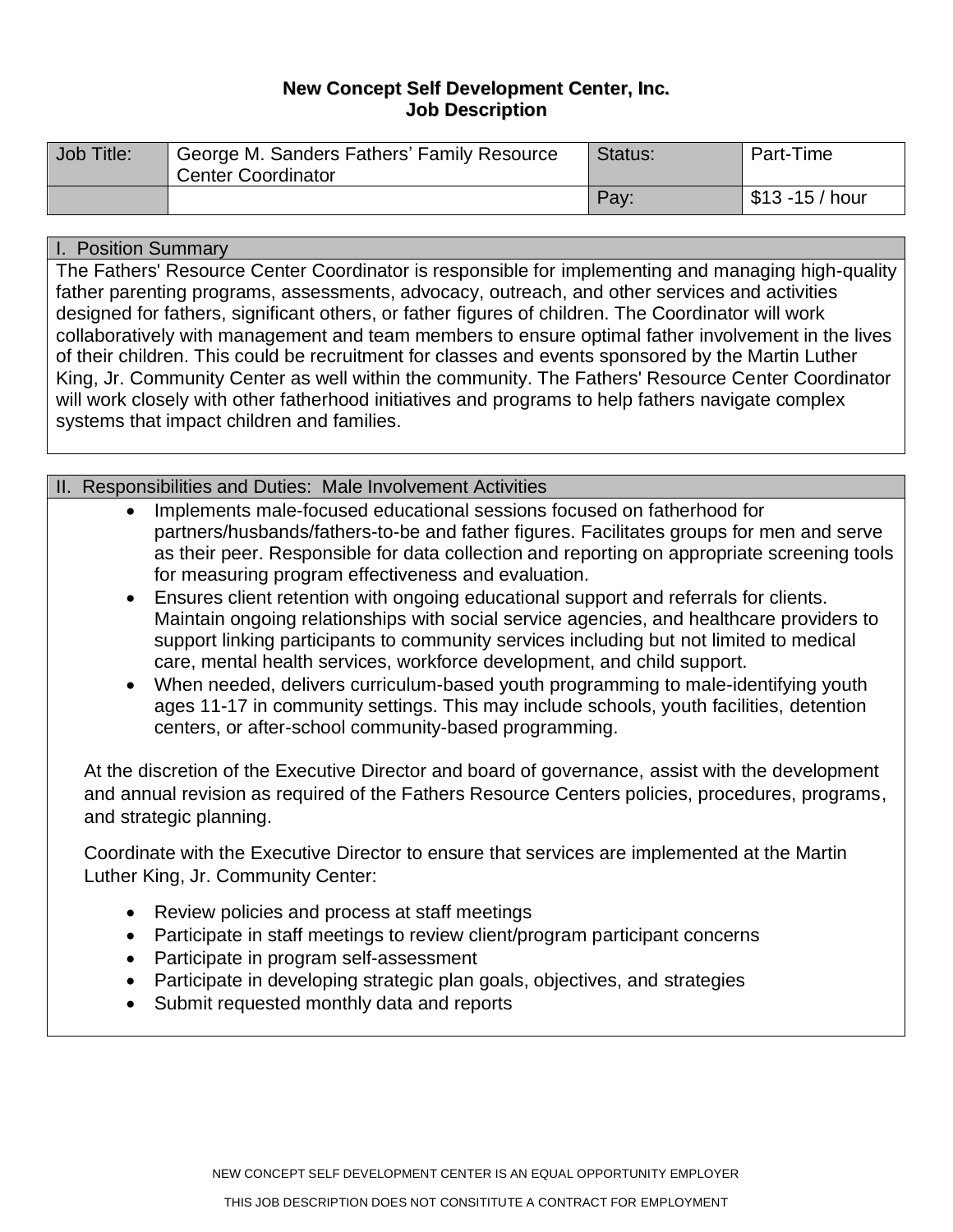# New Concept Self Development Center, Inc.
## Job Description

| Job Title: | George M. Sanders Fathers' Family Resource Center Coordinator | Status: | Part-Time |
|---|---|---|---|
| | | Pay: | $13 -15 / hour |

## I. Position Summary

The Fathers' Resource Center Coordinator is responsible for implementing and managing high-quality father parenting programs, assessments, advocacy, outreach, and other services and activities designed for fathers, significant others, or father figures of children. The Coordinator will work collaboratively with management and team members to ensure optimal father involvement in the lives of their children. This could be recruitment for classes and events sponsored by the Martin Luther King, Jr. Community Center as well within the community. The Fathers' Resource Center Coordinator will work closely with other fatherhood initiatives and programs to help fathers navigate complex systems that impact children and families.

## II. Responsibilities and Duties: Male Involvement Activities

- Implements male-focused educational sessions focused on fatherhood for partners/husbands/fathers-to-be and father figures. Facilitates groups for men and serve as their peer. Responsible for data collection and reporting on appropriate screening tools for measuring program effectiveness and evaluation.
- Ensures client retention with ongoing educational support and referrals for clients. Maintain ongoing relationships with social service agencies, and healthcare providers to support linking participants to community services including but not limited to medical care, mental health services, workforce development, and child support.
- When needed, delivers curriculum-based youth programming to male-identifying youth ages 11-17 in community settings. This may include schools, youth facilities, detention centers, or after-school community-based programming.

At the discretion of the Executive Director and board of governance, assist with the development and annual revision as required of the Fathers Resource Centers policies, procedures, programs, and strategic planning.

Coordinate with the Executive Director to ensure that services are implemented at the Martin Luther King, Jr. Community Center:

- Review policies and process at staff meetings
- Participate in staff meetings to review client/program participant concerns
- Participate in program self-assessment
- Participate in developing strategic plan goals, objectives, and strategies
- Submit requested monthly data and reports

NEW CONCEPT SELF DEVELOPMENT CENTER IS AN EQUAL OPPORTUNITY EMPLOYER

THIS JOB DESCRIPTION DOES NOT CONSITITUTE A CONTRACT FOR EMPLOYMENT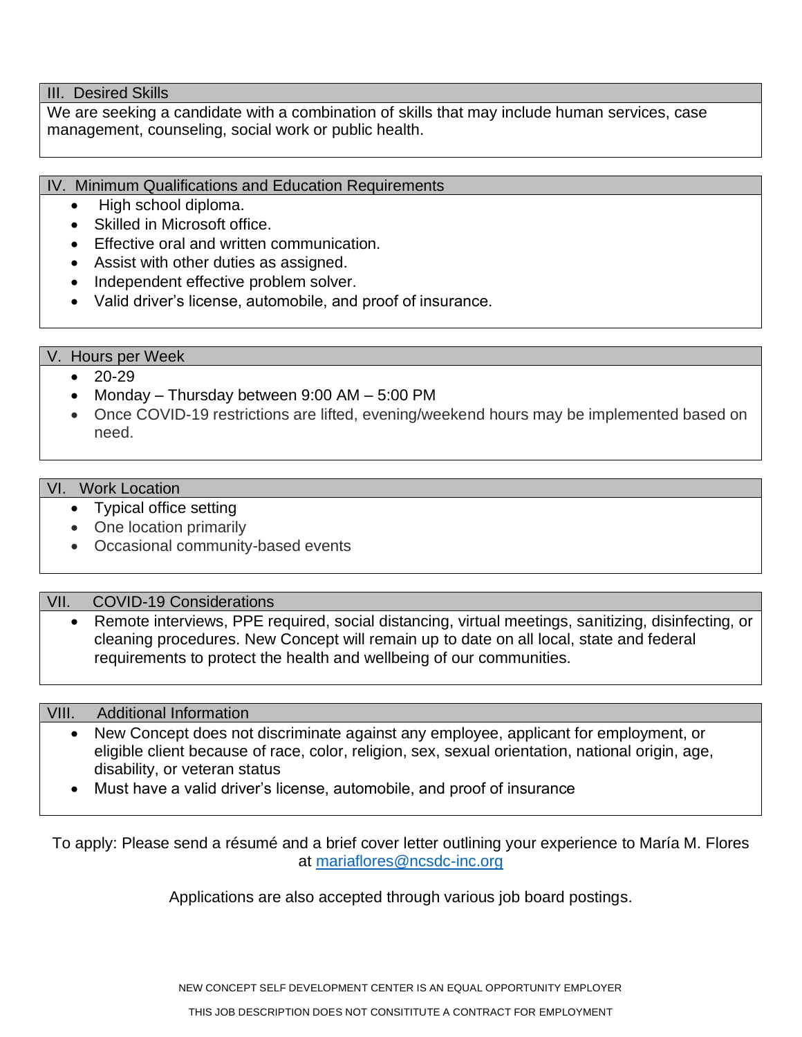## III. Desired Skills

We are seeking a candidate with a combination of skills that may include human services, case management, counseling, social work or public health.

## IV. Minimum Qualifications and Education Requirements

- High school diploma.
- Skilled in Microsoft office.
- Effective oral and written communication.
- Assist with other duties as assigned.
- Independent effective problem solver.
- Valid driver's license, automobile, and proof of insurance.

## V. Hours per Week

- 20-29
- Monday – Thursday between 9:00 AM – 5:00 PM
- Once COVID-19 restrictions are lifted, evening/weekend hours may be implemented based on need.

## VI. Work Location

- Typical office setting
- One location primarily
- Occasional community-based events

## VII. COVID-19 Considerations

- Remote interviews, PPE required, social distancing, virtual meetings, sanitizing, disinfecting, or cleaning procedures. New Concept will remain up to date on all local, state and federal requirements to protect the health and wellbeing of our communities.

## VIII. Additional Information

- New Concept does not discriminate against any employee, applicant for employment, or eligible client because of race, color, religion, sex, sexual orientation, national origin, age, disability, or veteran status
- Must have a valid driver's license, automobile, and proof of insurance

To apply: Please send a résumé and a brief cover letter outlining your experience to María M. Flores at mariaflores@ncsdc-inc.org

Applications are also accepted through various job board postings.

NEW CONCEPT SELF DEVELOPMENT CENTER IS AN EQUAL OPPORTUNITY EMPLOYER

THIS JOB DESCRIPTION DOES NOT CONSITITUTE A CONTRACT FOR EMPLOYMENT